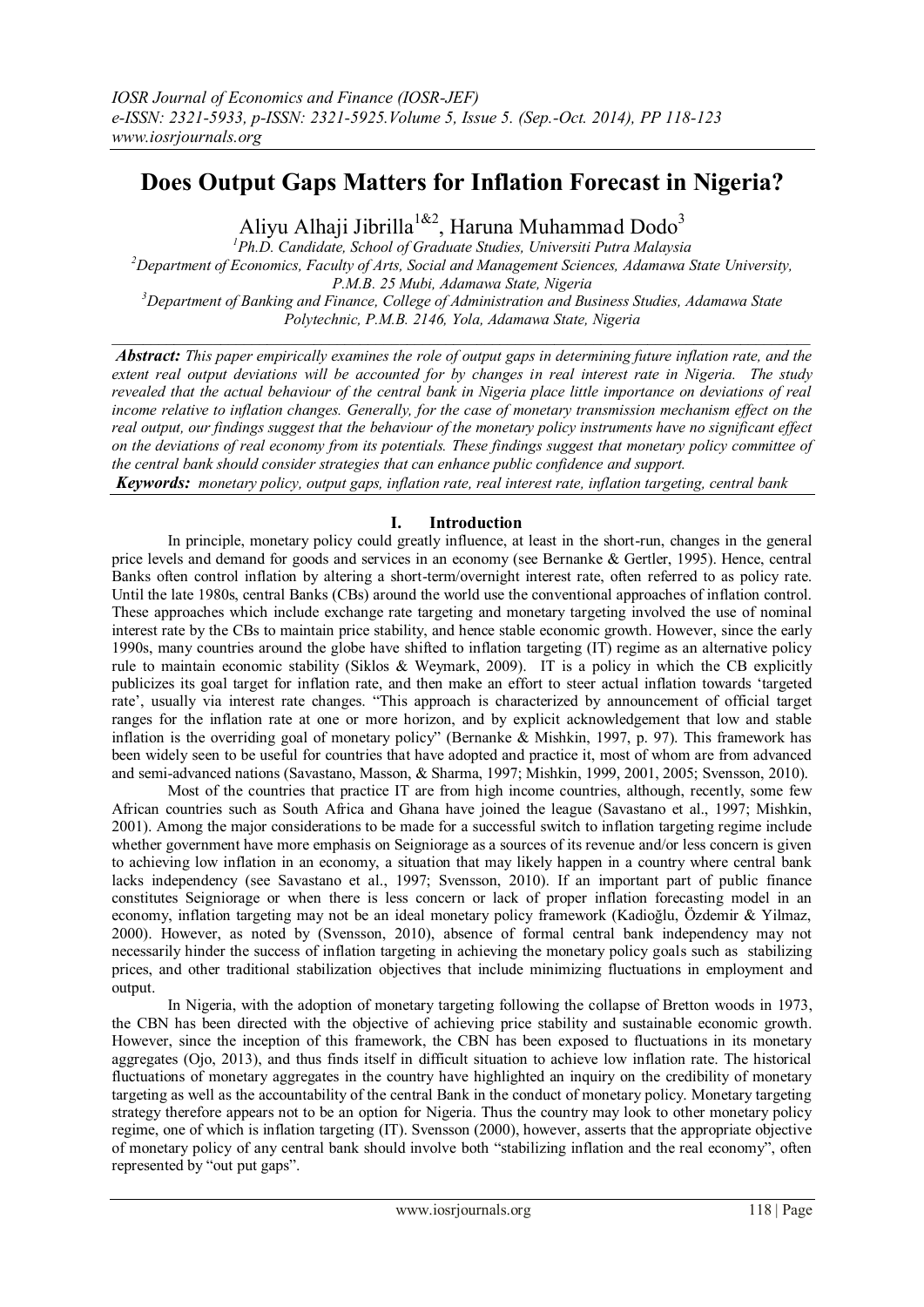# Does Output Gaps Matters for Inflation Forecast in Nigeria?

Aliyu Alhaji Jibrilla[1&2], Haruna Muhammad Dodo[3]

[1]*Ph.D. Candidate, School of Graduate Studies, Universiti Putra Malaysia*
[2]*Department of Economics, Faculty of Arts, Social and Management Sciences, Adamawa State University, P.M.B. 25 Mubi, Adamawa State, Nigeria*
[3]*Department of Banking and Finance, College of Administration and Business Studies, Adamawa State Polytechnic, P.M.B. 2146, Yola, Adamawa State, Nigeria*

***Abstract:*** *This paper empirically examines the role of output gaps in determining future inflation rate, and the extent real output deviations will be accounted for by changes in real interest rate in Nigeria. The study revealed that the actual behaviour of the central bank in Nigeria place little importance on deviations of real income relative to inflation changes. Generally, for the case of monetary transmission mechanism effect on the real output, our findings suggest that the behaviour of the monetary policy instruments have no significant effect on the deviations of real economy from its potentials. These findings suggest that monetary policy committee of the central bank should consider strategies that can enhance public confidence and support.*

***Keywords:*** *monetary policy, output gaps, inflation rate, real interest rate, inflation targeting, central bank*

## I. Introduction

In principle, monetary policy could greatly influence, at least in the short-run, changes in the general price levels and demand for goods and services in an economy (see Bernanke & Gertler, 1995). Hence, central Banks often control inflation by altering a short-term/overnight interest rate, often referred to as policy rate. Until the late 1980s, central Banks (CBs) around the world use the conventional approaches of inflation control. These approaches which include exchange rate targeting and monetary targeting involved the use of nominal interest rate by the CBs to maintain price stability, and hence stable economic growth. However, since the early 1990s, many countries around the globe have shifted to inflation targeting (IT) regime as an alternative policy rule to maintain economic stability (Siklos & Weymark, 2009). IT is a policy in which the CB explicitly publicizes its goal target for inflation rate, and then make an effort to steer actual inflation towards 'targeted rate', usually via interest rate changes. "This approach is characterized by announcement of official target ranges for the inflation rate at one or more horizon, and by explicit acknowledgement that low and stable inflation is the overriding goal of monetary policy" (Bernanke & Mishkin, 1997, p. 97). This framework has been widely seen to be useful for countries that have adopted and practice it, most of whom are from advanced and semi-advanced nations (Savastano, Masson, & Sharma, 1997; Mishkin, 1999, 2001, 2005; Svensson, 2010).

Most of the countries that practice IT are from high income countries, although, recently, some few African countries such as South Africa and Ghana have joined the league (Savastano et al., 1997; Mishkin, 2001). Among the major considerations to be made for a successful switch to inflation targeting regime include whether government have more emphasis on Seigniorage as a sources of its revenue and/or less concern is given to achieving low inflation in an economy, a situation that may likely happen in a country where central bank lacks independency (see Savastano et al., 1997; Svensson, 2010). If an important part of public finance constitutes Seigniorage or when there is less concern or lack of proper inflation forecasting model in an economy, inflation targeting may not be an ideal monetary policy framework (Kadioğlu, Özdemir & Yilmaz, 2000). However, as noted by (Svensson, 2010), absence of formal central bank independency may not necessarily hinder the success of inflation targeting in achieving the monetary policy goals such as stabilizing prices, and other traditional stabilization objectives that include minimizing fluctuations in employment and output.

In Nigeria, with the adoption of monetary targeting following the collapse of Bretton woods in 1973, the CBN has been directed with the objective of achieving price stability and sustainable economic growth. However, since the inception of this framework, the CBN has been exposed to fluctuations in its monetary aggregates (Ojo, 2013), and thus finds itself in difficult situation to achieve low inflation rate. The historical fluctuations of monetary aggregates in the country have highlighted an inquiry on the credibility of monetary targeting as well as the accountability of the central Bank in the conduct of monetary policy. Monetary targeting strategy therefore appears not to be an option for Nigeria. Thus the country may look to other monetary policy regime, one of which is inflation targeting (IT). Svensson (2000), however, asserts that the appropriate objective of monetary policy of any central bank should involve both "stabilizing inflation and the real economy", often represented by "out put gaps".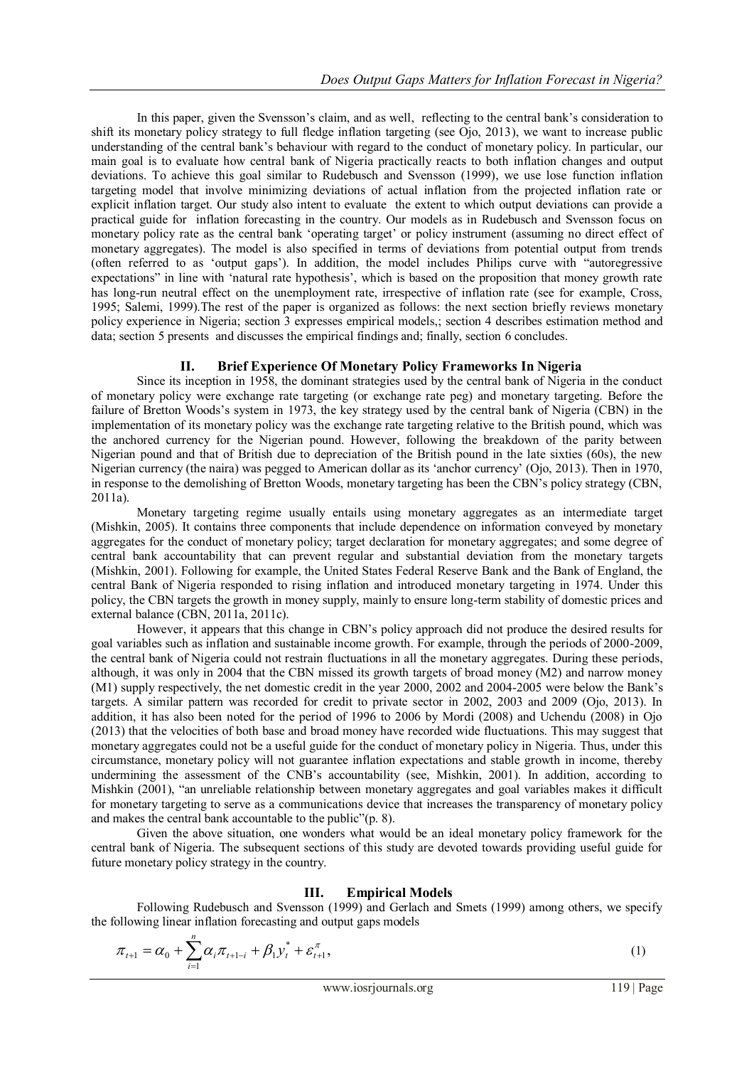In this paper, given the Svensson's claim, and as well, reflecting to the central bank's consideration to shift its monetary policy strategy to full fledge inflation targeting (see Ojo, 2013), we want to increase public understanding of the central bank's behaviour with regard to the conduct of monetary policy. In particular, our main goal is to evaluate how central bank of Nigeria practically reacts to both inflation changes and output deviations. To achieve this goal similar to Rudebusch and Svensson (1999), we use lose function inflation targeting model that involve minimizing deviations of actual inflation from the projected inflation rate or explicit inflation target. Our study also intent to evaluate the extent to which output deviations can provide a practical guide for inflation forecasting in the country. Our models as in Rudebusch and Svensson focus on monetary policy rate as the central bank 'operating target' or policy instrument (assuming no direct effect of monetary aggregates). The model is also specified in terms of deviations from potential output from trends (often referred to as 'output gaps'). In addition, the model includes Philips curve with "autoregressive expectations" in line with 'natural rate hypothesis', which is based on the proposition that money growth rate has long-run neutral effect on the unemployment rate, irrespective of inflation rate (see for example, Cross, 1995; Salemi, 1999).The rest of the paper is organized as follows: the next section briefly reviews monetary policy experience in Nigeria; section 3 expresses empirical models,; section 4 describes estimation method and data; section 5 presents and discusses the empirical findings and; finally, section 6 concludes.

## II. Brief Experience Of Monetary Policy Frameworks In Nigeria

Since its inception in 1958, the dominant strategies used by the central bank of Nigeria in the conduct of monetary policy were exchange rate targeting (or exchange rate peg) and monetary targeting. Before the failure of Bretton Woods's system in 1973, the key strategy used by the central bank of Nigeria (CBN) in the implementation of its monetary policy was the exchange rate targeting relative to the British pound, which was the anchored currency for the Nigerian pound. However, following the breakdown of the parity between Nigerian pound and that of British due to depreciation of the British pound in the late sixties (60s), the new Nigerian currency (the naira) was pegged to American dollar as its 'anchor currency' (Ojo, 2013). Then in 1970, in response to the demolishing of Bretton Woods, monetary targeting has been the CBN's policy strategy (CBN, 2011a).

Monetary targeting regime usually entails using monetary aggregates as an intermediate target (Mishkin, 2005). It contains three components that include dependence on information conveyed by monetary aggregates for the conduct of monetary policy; target declaration for monetary aggregates; and some degree of central bank accountability that can prevent regular and substantial deviation from the monetary targets (Mishkin, 2001). Following for example, the United States Federal Reserve Bank and the Bank of England, the central Bank of Nigeria responded to rising inflation and introduced monetary targeting in 1974. Under this policy, the CBN targets the growth in money supply, mainly to ensure long-term stability of domestic prices and external balance (CBN, 2011a, 2011c).

However, it appears that this change in CBN's policy approach did not produce the desired results for goal variables such as inflation and sustainable income growth. For example, through the periods of 2000-2009, the central bank of Nigeria could not restrain fluctuations in all the monetary aggregates. During these periods, although, it was only in 2004 that the CBN missed its growth targets of broad money (M2) and narrow money (M1) supply respectively, the net domestic credit in the year 2000, 2002 and 2004-2005 were below the Bank's targets. A similar pattern was recorded for credit to private sector in 2002, 2003 and 2009 (Ojo, 2013). In addition, it has also been noted for the period of 1996 to 2006 by Mordi (2008) and Uchendu (2008) in Ojo (2013) that the velocities of both base and broad money have recorded wide fluctuations. This may suggest that monetary aggregates could not be a useful guide for the conduct of monetary policy in Nigeria. Thus, under this circumstance, monetary policy will not guarantee inflation expectations and stable growth in income, thereby undermining the assessment of the CNB's accountability (see, Mishkin, 2001). In addition, according to Mishkin (2001), "an unreliable relationship between monetary aggregates and goal variables makes it difficult for monetary targeting to serve as a communications device that increases the transparency of monetary policy and makes the central bank accountable to the public"(p. 8).

Given the above situation, one wonders what would be an ideal monetary policy framework for the central bank of Nigeria. The subsequent sections of this study are devoted towards providing useful guide for future monetary policy strategy in the country.

## III. Empirical Models

Following Rudebusch and Svensson (1999) and Gerlach and Smets (1999) among others, we specify the following linear inflation forecasting and output gaps models

$$\pi_{t+1} = \alpha_0 + \sum_{i=1}^{n} \alpha_i \pi_{t+1-i} + \beta_1 y_t^* + \varepsilon_{t+1}^{\pi}, \tag{1}$$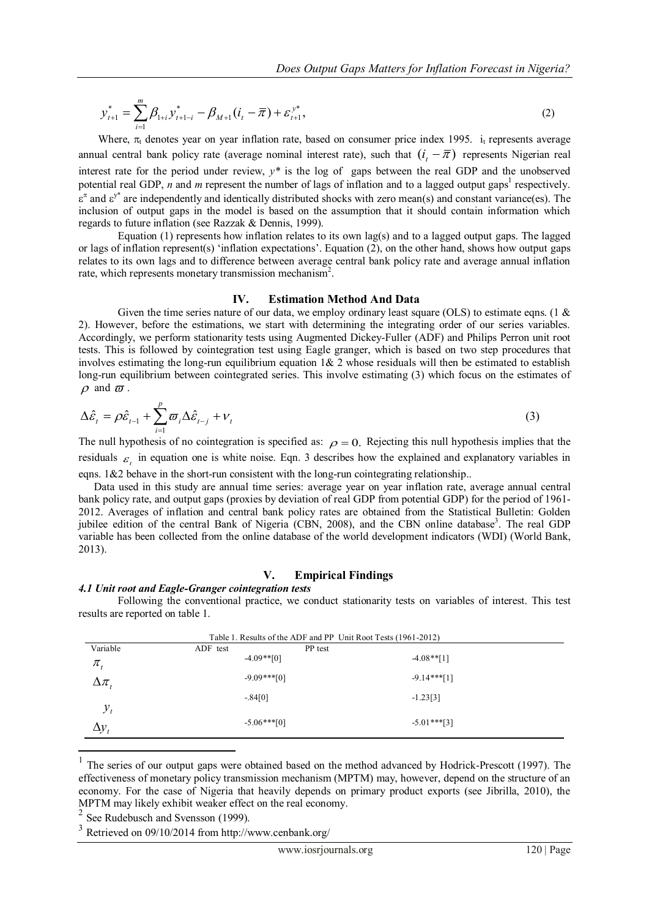$$y^*_{t+1} = \sum_{i=1}^{m} \beta_{1+i} y^*_{t+1-i} - \beta_{M+1}(i_t - \overline{\pi}) + \varepsilon^{y^*}_{t+1}, \tag{2}$$

Where, $\pi_t$ denotes year on year inflation rate, based on consumer price index 1995. $i_t$ represents average annual central bank policy rate (average nominal interest rate), such that $(i_t - \overline{\pi})$ represents Nigerian real interest rate for the period under review, $y^*$ is the log of gaps between the real GDP and the unobserved potential real GDP, *n* and *m* represent the number of lags of inflation and to a lagged output gaps[1] respectively. $\varepsilon^{\pi}$ and $\varepsilon^{y^*}$ are independently and identically distributed shocks with zero mean(s) and constant variance(es). The inclusion of output gaps in the model is based on the assumption that it should contain information which regards to future inflation (see Razzak & Dennis, 1999).

Equation (1) represents how inflation relates to its own lag(s) and to a lagged output gaps. The lagged or lags of inflation represent(s) 'inflation expectations'. Equation (2), on the other hand, shows how output gaps relates to its own lags and to difference between average central bank policy rate and average annual inflation rate, which represents monetary transmission mechanism[2].

## IV. Estimation Method And Data

Given the time series nature of our data, we employ ordinary least square (OLS) to estimate eqns. (1 & 2). However, before the estimations, we start with determining the integrating order of our series variables. Accordingly, we perform stationarity tests using Augmented Dickey-Fuller (ADF) and Philips Perron unit root tests. This is followed by cointegration test using Eagle granger, which is based on two step procedures that involves estimating the long-run equilibrium equation 1& 2 whose residuals will then be estimated to establish long-run equilibrium between cointegrated series. This involve estimating (3) which focus on the estimates of $\rho$ and $\varpi$.

$$\Delta\hat{\varepsilon}_t = \rho\hat{\varepsilon}_{t-1} + \sum_{i=1}^{p} \varpi_i \Delta\hat{\varepsilon}_{t-j} + \nu_t \tag{3}$$

The null hypothesis of no cointegration is specified as: $\rho = 0$. Rejecting this null hypothesis implies that the residuals $\varepsilon_t$ in equation one is white noise. Eqn. 3 describes how the explained and explanatory variables in eqns. 1&2 behave in the short-run consistent with the long-run cointegrating relationship..

Data used in this study are annual time series: average year on year inflation rate, average annual central bank policy rate, and output gaps (proxies by deviation of real GDP from potential GDP) for the period of 1961-2012. Averages of inflation and central bank policy rates are obtained from the Statistical Bulletin: Golden jubilee edition of the central Bank of Nigeria (CBN, 2008), and the CBN online database[3]. The real GDP variable has been collected from the online database of the world development indicators (WDI) (World Bank, 2013).

## V. Empirical Findings

### *4.1 Unit root and Eagle-Granger cointegration tests*

Following the conventional practice, we conduct stationarity tests on variables of interest. This test results are reported on table 1.

Table 1. Results of the ADF and PP Unit Root Tests (1961-2012)

| Variable | ADF test | PP test |
|---|---|---|
| $\pi_t$ | -4.09**[0] | -4.08**[1] |
| $\Delta\pi_t$ | -9.09***[0] | -9.14***[1] |
| $y_t$ | -.84[0] | -1.23[3] |
| $\Delta y_t$ | -5.06***[0] | -5.01***[3] |

---

[1] The series of our output gaps were obtained based on the method advanced by Hodrick-Prescott (1997). The effectiveness of monetary policy transmission mechanism (MPTM) may, however, depend on the structure of an economy. For the case of Nigeria that heavily depends on primary product exports (see Jibrilla, 2010), the MPTM may likely exhibit weaker effect on the real economy.

[2] See Rudebusch and Svensson (1999).

[3] Retrieved on 09/10/2014 from http://www.cenbank.org/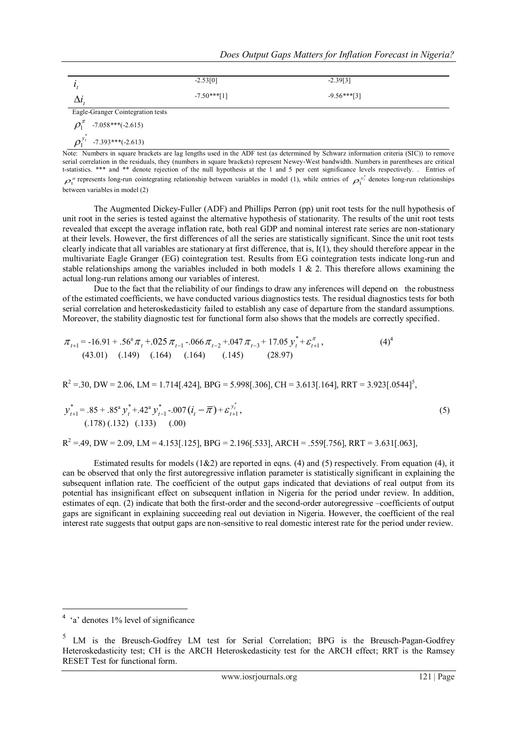| | | |
|---|---|---|
| $i_t$ | -2.53[0] | -2.39[3] |
| $\Delta i_t$ | -7.50***[1] | -9.56***[3] |
| Eagle-Granger Cointegration tests | | |
| $\rho_1^{\pi}$ -7.058***(-2.615) | | |
| $\rho_1^{y_t^*}$ -7.393***(-2.613) | | |

Note: Numbers in square brackets are lag lengths used in the ADF test (as determined by Schwarz information criteria (SIC)) to remove serial correlation in the residuals, they (numbers in square brackets) represent Newey-West bandwidth. Numbers in parentheses are critical t-statistics. *** and ** denote rejection of the null hypothesis at the 1 and 5 per cent significance levels respectively. . Entries of $\rho_1^{\pi}$ represents long-run cointegrating relationship between variables in model (1), while entries of $\rho_1^{y_t^*}$ denotes long-run relationships between variables in model (2)

The Augmented Dickey-Fuller (ADF) and Phillips Perron (pp) unit root tests for the null hypothesis of unit root in the series is tested against the alternative hypothesis of stationarity. The results of the unit root tests revealed that except the average inflation rate, both real GDP and nominal interest rate series are non-stationary at their levels. However, the first differences of all the series are statistically significant. Since the unit root tests clearly indicate that all variables are stationary at first difference, that is, I(1), they should therefore appear in the multivariate Eagle Granger (EG) cointegration test. Results from EG cointegration tests indicate long-run and stable relationships among the variables included in both models 1 & 2. This therefore allows examining the actual long-run relations among our variables of interest.

Due to the fact that the reliability of our findings to draw any inferences will depend on the robustness of the estimated coefficients, we have conducted various diagnostics tests. The residual diagnostics tests for both serial correlation and heteroskedasticity failed to establish any case of departure from the standard assumptions. Moreover, the stability diagnostic test for functional form also shows that the models are correctly specified.

$$\underset{(43.01)}{\pi_{t+1} = -16.91} + \underset{(.149)}{.56^{a}\pi_t} + \underset{(.164)}{.025\,\pi_{t-1}} \underset{(.164)}{-.066\,\pi_{t-2}} + \underset{(.145)}{.047\,\pi_{t-3}} + \underset{(28.97)}{17.05\,y_t^*} + \varepsilon_{t+1}^{\pi}, \qquad (4)^{4}$$

$R^2$ =.30, DW = 2.06, LM = 1.714[.424], BPG = 5.998[.306], CH = 3.613[.164], RRT = 3.923[.0544][5],

$$y_{t+1}^* = \underset{(.178)}{.85} + \underset{(.132)}{.85^{a}y_t^*} + \underset{(.133)}{.42^{a}y_{t-1}^*} \underset{(.00)}{-.007\left(i_t - \overline{\pi}\right)} + \varepsilon_{t+1}^{y_t^*}, \qquad (5)$$

$R^2$ =.49, DW = 2.09, LM = 4.153[.125], BPG = 2.196[.533], ARCH = .559[.756], RRT = 3.631[.063],

Estimated results for models (1&2) are reported in eqns. (4) and (5) respectively. From equation (4), it can be observed that only the first autoregressive inflation parameter is statistically significant in explaining the subsequent inflation rate. The coefficient of the output gaps indicated that deviations of real output from its potential has insignificant effect on subsequent inflation in Nigeria for the period under review. In addition, estimates of eqn. (2) indicate that both the first-order and the second-order autoregressive –coefficients of output gaps are significant in explaining succeeding real out deviation in Nigeria. However, the coefficient of the real interest rate suggests that output gaps are non-sensitive to real domestic interest rate for the period under review.

---

[4] 'a' denotes 1% level of significance

[5] LM is the Breusch-Godfrey LM test for Serial Correlation; BPG is the Breusch-Pagan-Godfrey Heteroskedasticity test; CH is the ARCH Heteroskedasticity test for the ARCH effect; RRT is the Ramsey RESET Test for functional form.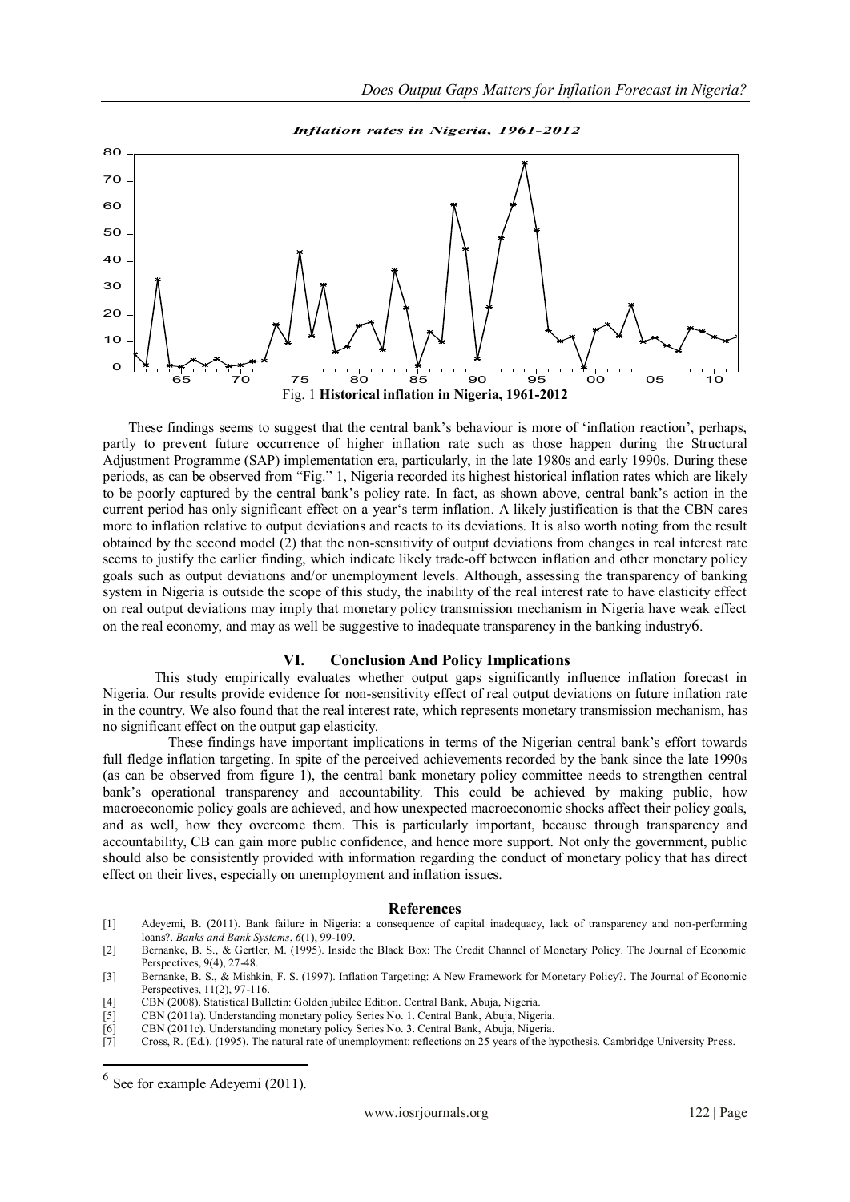Fig. 1 **Historical inflation in Nigeria, 1961-2012**

These findings seems to suggest that the central bank's behaviour is more of 'inflation reaction', perhaps, partly to prevent future occurrence of higher inflation rate such as those happen during the Structural Adjustment Programme (SAP) implementation era, particularly, in the late 1980s and early 1990s. During these periods, as can be observed from "Fig." 1, Nigeria recorded its highest historical inflation rates which are likely to be poorly captured by the central bank's policy rate. In fact, as shown above, central bank's action in the current period has only significant effect on a year's term inflation. A likely justification is that the CBN cares more to inflation relative to output deviations and reacts to its deviations. It is also worth noting from the result obtained by the second model (2) that the non-sensitivity of output deviations from changes in real interest rate seems to justify the earlier finding, which indicate likely trade-off between inflation and other monetary policy goals such as output deviations and/or unemployment levels. Although, assessing the transparency of banking system in Nigeria is outside the scope of this study, the inability of the real interest rate to have elasticity effect on real output deviations may imply that monetary policy transmission mechanism in Nigeria have weak effect on the real economy, and may as well be suggestive to inadequate transparency in the banking industry[6].

## VI. Conclusion And Policy Implications

This study empirically evaluates whether output gaps significantly influence inflation forecast in Nigeria. Our results provide evidence for non-sensitivity effect of real output deviations on future inflation rate in the country. We also found that the real interest rate, which represents monetary transmission mechanism, has no significant effect on the output gap elasticity.

These findings have important implications in terms of the Nigerian central bank's effort towards full fledge inflation targeting. In spite of the perceived achievements recorded by the bank since the late 1990s (as can be observed from figure 1), the central bank monetary policy committee needs to strengthen central bank's operational transparency and accountability. This could be achieved by making public, how macroeconomic policy goals are achieved, and how unexpected macroeconomic shocks affect their policy goals, and as well, how they overcome them. This is particularly important, because through transparency and accountability, CB can gain more public confidence, and hence more support. Not only the government, public should also be consistently provided with information regarding the conduct of monetary policy that has direct effect on their lives, especially on unemployment and inflation issues.

## References

[1] Adeyemi, B. (2011). Bank failure in Nigeria: a consequence of capital inadequacy, lack of transparency and non-performing loans?. *Banks and Bank Systems*, *6*(1), 99-109.

[2] Bernanke, B. S., & Gertler, M. (1995). Inside the Black Box: The Credit Channel of Monetary Policy. The Journal of Economic Perspectives, 9(4), 27-48.

[3] Bernanke, B. S., & Mishkin, F. S. (1997). Inflation Targeting: A New Framework for Monetary Policy?. The Journal of Economic Perspectives, 11(2), 97-116.

[4] CBN (2008). Statistical Bulletin: Golden jubilee Edition. Central Bank, Abuja, Nigeria.

[5] CBN (2011a). Understanding monetary policy Series No. 1. Central Bank, Abuja, Nigeria.

[6] CBN (2011c). Understanding monetary policy Series No. 3. Central Bank, Abuja, Nigeria.

[7] Cross, R. (Ed.). (1995). The natural rate of unemployment: reflections on 25 years of the hypothesis. Cambridge University Press.

---

[6] See for example Adeyemi (2011).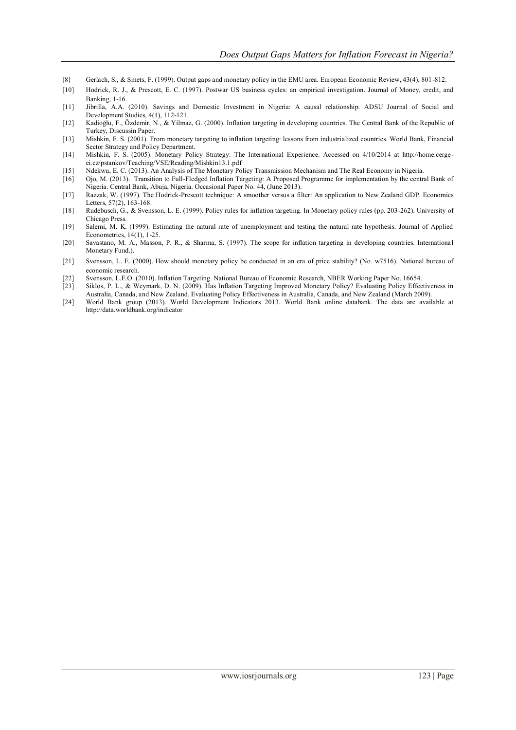[8] Gerlach, S., & Smets, F. (1999). Output gaps and monetary policy in the EMU area. European Economic Review, 43(4), 801-812.

[10] Hodrick, R. J., & Prescott, E. C. (1997). Postwar US business cycles: an empirical investigation. Journal of Money, credit, and Banking, 1-16.

[11] Jibrilla, A.A. (2010). Savings and Domestic Investment in Nigeria: A causal relationship. ADSU Journal of Social and Development Studies, 4(1), 112-121.

[12] Kadioğlu, F., Özdemir, N., & Yilmaz, G. (2000). Inflation targeting in developing countries. The Central Bank of the Republic of Turkey, Discussin Paper.

[13] Mishkin, F. S. (2001). From monetary targeting to inflation targeting: lessons from industrialized countries. World Bank, Financial Sector Strategy and Policy Department.

[14] Mishkin, F. S. (2005). Monetary Policy Strategy: The International Experience. Accessed on 4/10/2014 at http://home.cerge-ei.cz/pstankov/Teaching/VSE/Reading/Mishkin13.1.pdf

[15] Ndekwu, E. C. (2013). An Analysis of The Monetary Policy Transmission Mechanism and The Real Economy in Nigeria.

[16] Ojo, M. (2013). Transition to Full-Fledged Inflation Targeting: A Proposed Programme for implementation by the central Bank of Nigeria. Central Bank, Abuja, Nigeria. Occasional Paper No. 44, (June 2013).

[17] Razzak, W. (1997). The Hodrick-Prescott technique: A smoother versus a filter: An application to New Zealand GDP. Economics Letters, 57(2), 163-168.

[18] Rudebusch, G., & Svensson, L. E. (1999). Policy rules for inflation targeting. In Monetary policy rules (pp. 203-262). University of Chicago Press.

[19] Salemi, M. K. (1999). Estimating the natural rate of unemployment and testing the natural rate hypothesis. Journal of Applied Econometrics, 14(1), 1-25.

[20] Savastano, M. A., Masson, P. R., & Sharma, S. (1997). The scope for inflation targeting in developing countries. International Monetary Fund.).

[21] Svensson, L. E. (2000). How should monetary policy be conducted in an era of price stability? (No. w7516). National bureau of economic research.

[22] Svensson, L.E.O. (2010). Inflation Targeting. National Bureau of Economic Research, NBER Working Paper No. 16654.

[23] Siklos, P. L., & Weymark, D. N. (2009). Has Inflation Targeting Improved Monetary Policy? Evaluating Policy Effectiveness in Australia, Canada, and New Zealand. Evaluating Policy Effectiveness in Australia, Canada, and New Zealand (March 2009).

[24] World Bank group (2013). World Development Indicators 2013. World Bank online databank. The data are available at http://data.worldbank.org/indicator